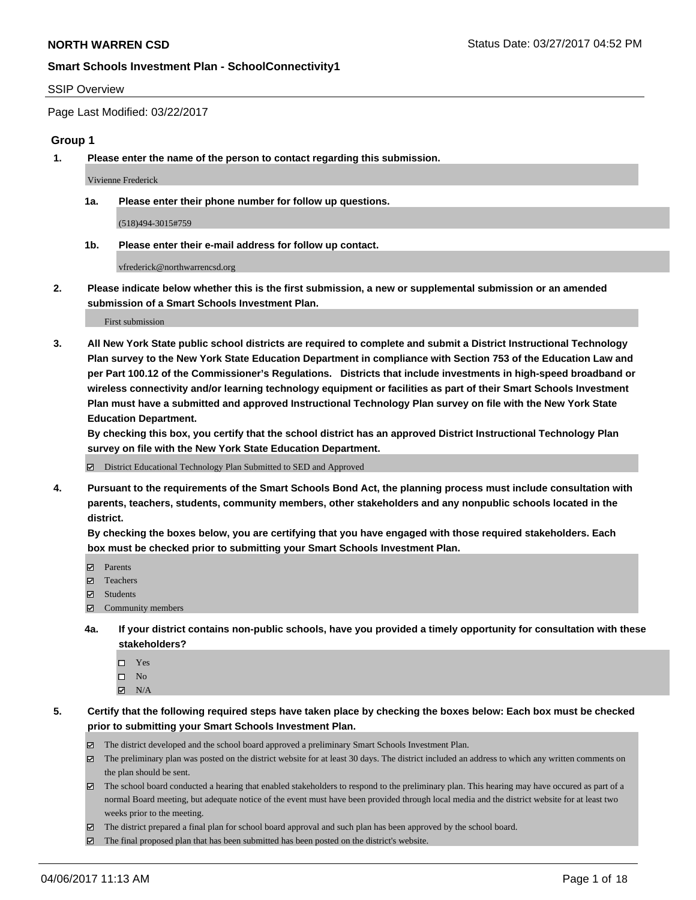**NORTH WARREN CSD** Status Date: 03/27/2017 04:52 PM

**Smart Schools Investment Plan - SchoolConnectivity1**

SSIP Overview

Page Last Modified: 03/22/2017

## Group 1

**1. Please enter the name of the person to contact regarding this submission.**

Vivienne Frederick

**1a. Please enter their phone number for follow up questions.**

(518)494-3015#759

**1b. Please enter their e-mail address for follow up contact.**

vfrederick@northwarrencsd.org

**2. Please indicate below whether this is the first submission, a new or supplemental submission or an amended submission of a Smart Schools Investment Plan.**

First submission

**3. All New York State public school districts are required to complete and submit a District Instructional Technology Plan survey to the New York State Education Department in compliance with Section 753 of the Education Law and per Part 100.12 of the Commissioner's Regulations. Districts that include investments in high-speed broadband or wireless connectivity and/or learning technology equipment or facilities as part of their Smart Schools Investment Plan must have a submitted and approved Instructional Technology Plan survey on file with the New York State Education Department.**
**By checking this box, you certify that the school district has an approved District Instructional Technology Plan survey on file with the New York State Education Department.**

- ☑ District Educational Technology Plan Submitted to SED and Approved

**4. Pursuant to the requirements of the Smart Schools Bond Act, the planning process must include consultation with parents, teachers, students, community members, other stakeholders and any nonpublic schools located in the district.**
**By checking the boxes below, you are certifying that you have engaged with those required stakeholders. Each box must be checked prior to submitting your Smart Schools Investment Plan.**

- ☑ Parents
- ☑ Teachers
- ☑ Students
- ☑ Community members

**4a. If your district contains non-public schools, have you provided a timely opportunity for consultation with these stakeholders?**

- ☐ Yes
- ☐ No
- ☑ N/A

**5. Certify that the following required steps have taken place by checking the boxes below: Each box must be checked prior to submitting your Smart Schools Investment Plan.**

- ☑ The district developed and the school board approved a preliminary Smart Schools Investment Plan.
- ☑ The preliminary plan was posted on the district website for at least 30 days. The district included an address to which any written comments on the plan should be sent.
- ☑ The school board conducted a hearing that enabled stakeholders to respond to the preliminary plan. This hearing may have occured as part of a normal Board meeting, but adequate notice of the event must have been provided through local media and the district website for at least two weeks prior to the meeting.
- ☑ The district prepared a final plan for school board approval and such plan has been approved by the school board.
- ☑ The final proposed plan that has been submitted has been posted on the district's website.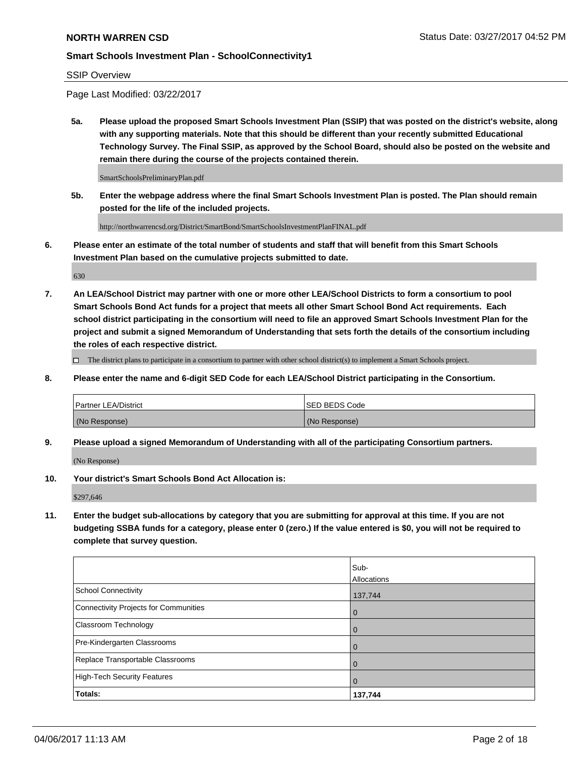SSIP Overview

Page Last Modified: 03/22/2017

**5a. Please upload the proposed Smart Schools Investment Plan (SSIP) that was posted on the district's website, along with any supporting materials. Note that this should be different than your recently submitted Educational Technology Survey. The Final SSIP, as approved by the School Board, should also be posted on the website and remain there during the course of the projects contained therein.**

SmartSchoolsPreliminaryPlan.pdf

**5b. Enter the webpage address where the final Smart Schools Investment Plan is posted. The Plan should remain posted for the life of the included projects.**

http://northwarrencsd.org/District/SmartBond/SmartSchoolsInvestmentPlanFINAL.pdf

**6. Please enter an estimate of the total number of students and staff that will benefit from this Smart Schools Investment Plan based on the cumulative projects submitted to date.**

630

**7. An LEA/School District may partner with one or more other LEA/School Districts to form a consortium to pool Smart Schools Bond Act funds for a project that meets all other Smart School Bond Act requirements. Each school district participating in the consortium will need to file an approved Smart Schools Investment Plan for the project and submit a signed Memorandum of Understanding that sets forth the details of the consortium including the roles of each respective district.**

☐ The district plans to participate in a consortium to partner with other school district(s) to implement a Smart Schools project.

**8. Please enter the name and 6-digit SED Code for each LEA/School District participating in the Consortium.**

| Partner LEA/District | SED BEDS Code |
|---|---|
| (No Response) | (No Response) |

**9. Please upload a signed Memorandum of Understanding with all of the participating Consortium partners.**

(No Response)

**10. Your district's Smart Schools Bond Act Allocation is:**

$297,646

**11. Enter the budget sub-allocations by category that you are submitting for approval at this time. If you are not budgeting SSBA funds for a category, please enter 0 (zero.) If the value entered is $0, you will not be required to complete that survey question.**

| | Sub-Allocations |
|---|---|
| School Connectivity | 137,744 |
| Connectivity Projects for Communities | 0 |
| Classroom Technology | 0 |
| Pre-Kindergarten Classrooms | 0 |
| Replace Transportable Classrooms | 0 |
| High-Tech Security Features | 0 |
| **Totals:** | **137,744** |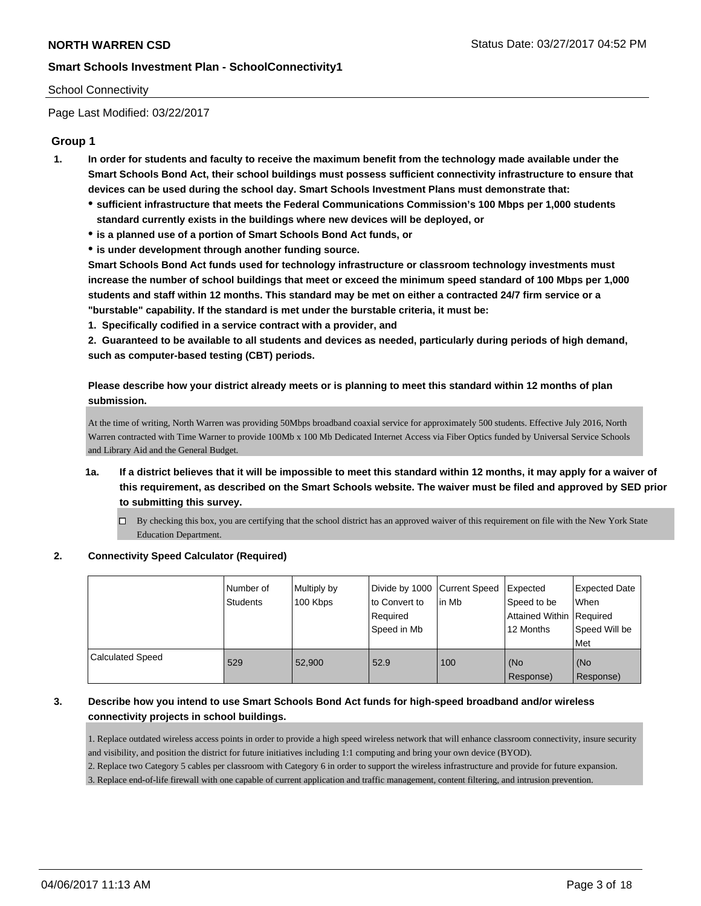NORTH WARREN CSD

Status Date: 03/27/2017 04:52 PM

**Smart Schools Investment Plan - SchoolConnectivity1**

School Connectivity

Page Last Modified: 03/22/2017

## Group 1

1. **In order for students and faculty to receive the maximum benefit from the technology made available under the Smart Schools Bond Act, their school buildings must possess sufficient connectivity infrastructure to ensure that devices can be used during the school day. Smart Schools Investment Plans must demonstrate that:**
   - **sufficient infrastructure that meets the Federal Communications Commission's 100 Mbps per 1,000 students standard currently exists in the buildings where new devices will be deployed, or**
   - **is a planned use of a portion of Smart Schools Bond Act funds, or**
   - **is under development through another funding source.**

   **Smart Schools Bond Act funds used for technology infrastructure or classroom technology investments must increase the number of school buildings that meet or exceed the minimum speed standard of 100 Mbps per 1,000 students and staff within 12 months. This standard may be met on either a contracted 24/7 firm service or a "burstable" capability. If the standard is met under the burstable criteria, it must be:**

   **1. Specifically codified in a service contract with a provider, and**

   **2. Guaranteed to be available to all students and devices as needed, particularly during periods of high demand, such as computer-based testing (CBT) periods.**

   **Please describe how your district already meets or is planning to meet this standard within 12 months of plan submission.**

   At the time of writing, North Warren was providing 50Mbps broadband coaxial service for approximately 500 students. Effective July 2016, North Warren contracted with Time Warner to provide 100Mb x 100 Mb Dedicated Internet Access via Fiber Optics funded by Universal Service Schools and Library Aid and the General Budget.

   1a. **If a district believes that it will be impossible to meet this standard within 12 months, it may apply for a waiver of this requirement, as described on the Smart Schools website. The waiver must be filed and approved by SED prior to submitting this survey.**

   ☐ By checking this box, you are certifying that the school district has an approved waiver of this requirement on file with the New York State Education Department.

2. **Connectivity Speed Calculator (Required)**

| | Number of Students | Multiply by 100 Kbps | Divide by 1000 to Convert to Required Speed in Mb | Current Speed in Mb | Expected Speed to be Attained Within 12 Months | Expected Date When Required Speed Will be Met |
|---|---|---|---|---|---|---|
| Calculated Speed | 529 | 52,900 | 52.9 | 100 | (No Response) | (No Response) |

3. **Describe how you intend to use Smart Schools Bond Act funds for high-speed broadband and/or wireless connectivity projects in school buildings.**

   1. Replace outdated wireless access points in order to provide a high speed wireless network that will enhance classroom connectivity, insure security and visibility, and position the district for future initiatives including 1:1 computing and bring your own device (BYOD).
   2. Replace two Category 5 cables per classroom with Category 6 in order to support the wireless infrastructure and provide for future expansion.
   3. Replace end-of-life firewall with one capable of current application and traffic management, content filtering, and intrusion prevention.

04/06/2017 11:13 AM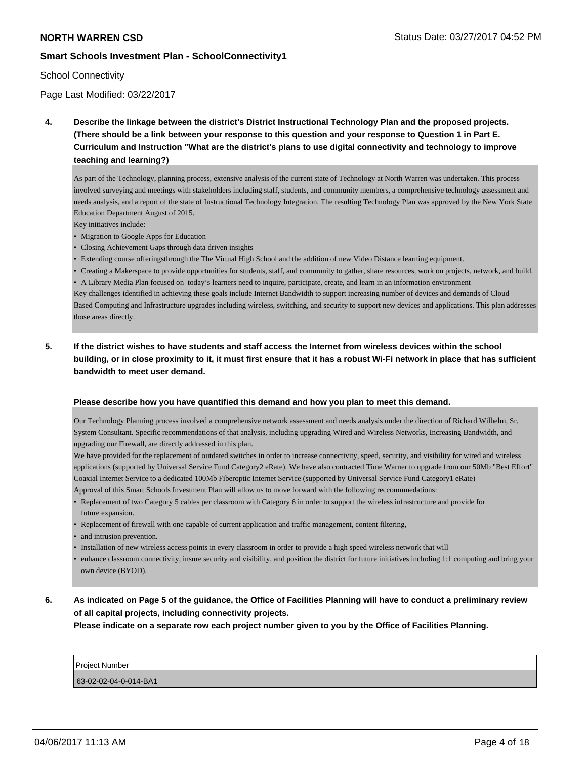School Connectivity

Page Last Modified: 03/22/2017

**4. Describe the linkage between the district's District Instructional Technology Plan and the proposed projects. (There should be a link between your response to this question and your response to Question 1 in Part E. Curriculum and Instruction "What are the district's plans to use digital connectivity and technology to improve teaching and learning?)**

As part of the Technology, planning process, extensive analysis of the current state of Technology at North Warren was undertaken. This process involved surveying and meetings with stakeholders including staff, students, and community members, a comprehensive technology assessment and needs analysis, and a report of the state of Instructional Technology Integration. The resulting Technology Plan was approved by the New York State Education Department August of 2015.
Key initiatives include:

- Migration to Google Apps for Education
- Closing Achievement Gaps through data driven insights
- Extending course offeringsthrough the The Virtual High School and the addition of new Video Distance learning equipment.
- Creating a Makerspace to provide opportunities for students, staff, and community to gather, share resources, work on projects, network, and build.
- A Library Media Plan focused on today's learners need to inquire, participate, create, and learn in an information environment

Key challenges identified in achieving these goals include Internet Bandwidth to support increasing number of devices and demands of Cloud Based Computing and Infrastructure upgrades including wireless, switching, and security to support new devices and applications. This plan addresses those areas directly.

**5. If the district wishes to have students and staff access the Internet from wireless devices within the school building, or in close proximity to it, it must first ensure that it has a robust Wi-Fi network in place that has sufficient bandwidth to meet user demand.**

**Please describe how you have quantified this demand and how you plan to meet this demand.**

Our Technology Planning process involved a comprehensive network assessment and needs analysis under the direction of Richard Wilhelm, Sr. System Consultant. Specific recommendations of that analysis, including upgrading Wired and Wireless Networks, Increasing Bandwidth, and upgrading our Firewall, are directly addressed in this plan.
We have provided for the replacement of outdated switches in order to increase connectivity, speed, security, and visibility for wired and wireless applications (supported by Universal Service Fund Category2 eRate). We have also contracted Time Warner to upgrade from our 50Mb "Best Effort" Coaxial Internet Service to a dedicated 100Mb Fiberoptic Internet Service (supported by Universal Service Fund Category1 eRate)
Approval of this Smart Schools Investment Plan will allow us to move forward with the following reccommnedations:

- Replacement of two Category 5 cables per classroom with Category 6 in order to support the wireless infrastructure and provide for future expansion.
- Replacement of firewall with one capable of current application and traffic management, content filtering,
- and intrusion prevention.
- Installation of new wireless access points in every classroom in order to provide a high speed wireless network that will
- enhance classroom connectivity, insure security and visibility, and position the district for future initiatives including 1:1 computing and bring your own device (BYOD).

**6. As indicated on Page 5 of the guidance, the Office of Facilities Planning will have to conduct a preliminary review of all capital projects, including connectivity projects.**
**Please indicate on a separate row each project number given to you by the Office of Facilities Planning.**

| Project Number |
|---|
| 63-02-02-04-0-014-BA1 |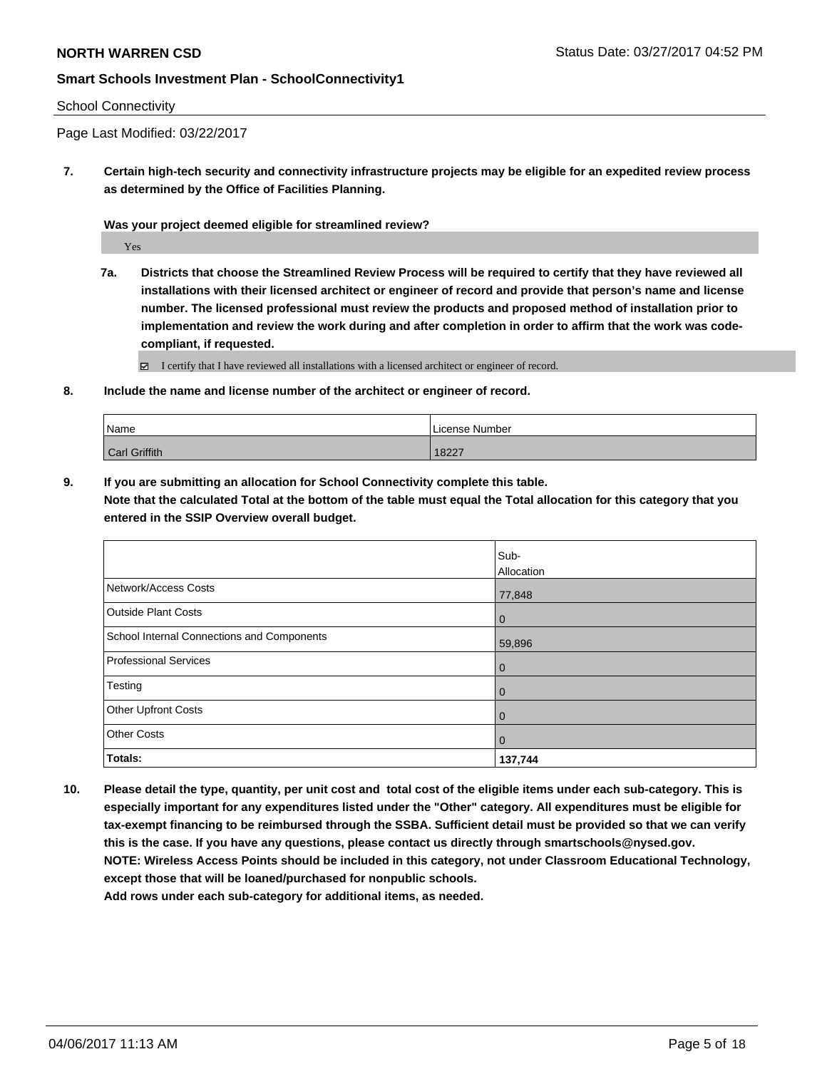**NORTH WARREN CSD**

**Smart Schools Investment Plan - SchoolConnectivity1**

School Connectivity

Page Last Modified: 03/22/2017

**7. Certain high-tech security and connectivity infrastructure projects may be eligible for an expedited review process as determined by the Office of Facilities Planning.**

**Was your project deemed eligible for streamlined review?**

Yes

**7a. Districts that choose the Streamlined Review Process will be required to certify that they have reviewed all installations with their licensed architect or engineer of record and provide that person's name and license number. The licensed professional must review the products and proposed method of installation prior to implementation and review the work during and after completion in order to affirm that the work was code-compliant, if requested.**

☑ I certify that I have reviewed all installations with a licensed architect or engineer of record.

**8. Include the name and license number of the architect or engineer of record.**

| Name | License Number |
| --- | --- |
| Carl Griffith | 18227 |

**9. If you are submitting an allocation for School Connectivity complete this table. Note that the calculated Total at the bottom of the table must equal the Total allocation for this category that you entered in the SSIP Overview overall budget.**

| | Sub-Allocation |
| --- | --- |
| Network/Access Costs | 77,848 |
| Outside Plant Costs | 0 |
| School Internal Connections and Components | 59,896 |
| Professional Services | 0 |
| Testing | 0 |
| Other Upfront Costs | 0 |
| Other Costs | 0 |
| **Totals:** | **137,744** |

**10. Please detail the type, quantity, per unit cost and total cost of the eligible items under each sub-category. This is especially important for any expenditures listed under the "Other" category. All expenditures must be eligible for tax-exempt financing to be reimbursed through the SSBA. Sufficient detail must be provided so that we can verify this is the case. If you have any questions, please contact us directly through smartschools@nysed.gov. NOTE: Wireless Access Points should be included in this category, not under Classroom Educational Technology, except those that will be loaned/purchased for nonpublic schools. Add rows under each sub-category for additional items, as needed.**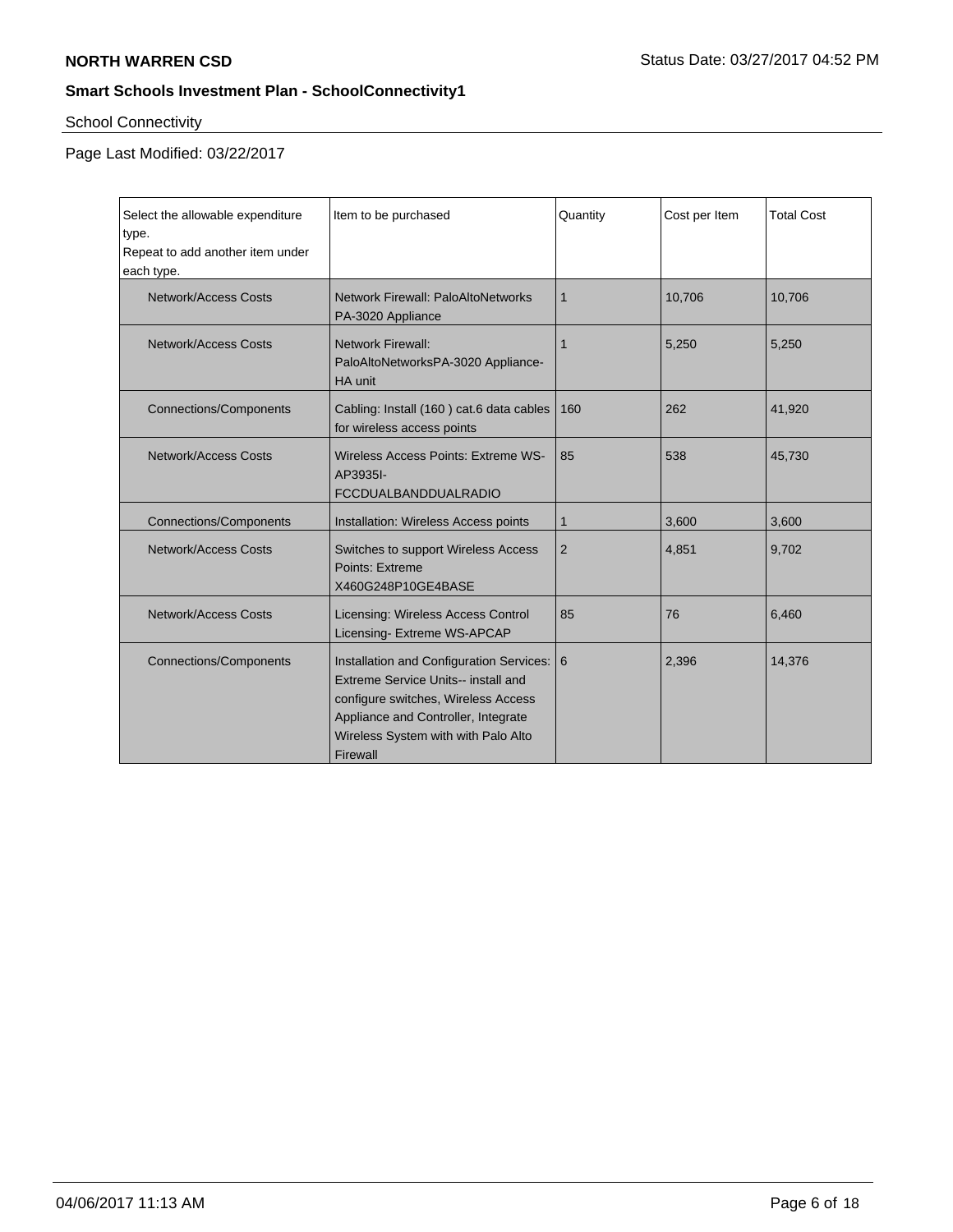## Smart Schools Investment Plan - SchoolConnectivity1

School Connectivity

Page Last Modified: 03/22/2017

| Select the allowable expenditure type. Repeat to add another item under each type. | Item to be purchased | Quantity | Cost per Item | Total Cost |
|---|---|---|---|---|
| Network/Access Costs | Network Firewall: PaloAltoNetworks PA-3020 Appliance | 1 | 10,706 | 10,706 |
| Network/Access Costs | Network Firewall: PaloAltoNetworksPA-3020 Appliance-HA unit | 1 | 5,250 | 5,250 |
| Connections/Components | Cabling: Install (160 ) cat.6 data cables for wireless access points | 160 | 262 | 41,920 |
| Network/Access Costs | Wireless Access Points: Extreme WS-AP3935I-FCCDUALBANDDUALRADIO | 85 | 538 | 45,730 |
| Connections/Components | Installation: Wireless Access points | 1 | 3,600 | 3,600 |
| Network/Access Costs | Switches to support Wireless Access Points: Extreme X460G248P10GE4BASE | 2 | 4,851 | 9,702 |
| Network/Access Costs | Licensing: Wireless Access Control Licensing- Extreme WS-APCAP | 85 | 76 | 6,460 |
| Connections/Components | Installation and Configuration Services: Extreme Service Units-- install and configure switches, Wireless Access Appliance and Controller, Integrate Wireless System with with Palo Alto Firewall | 6 | 2,396 | 14,376 |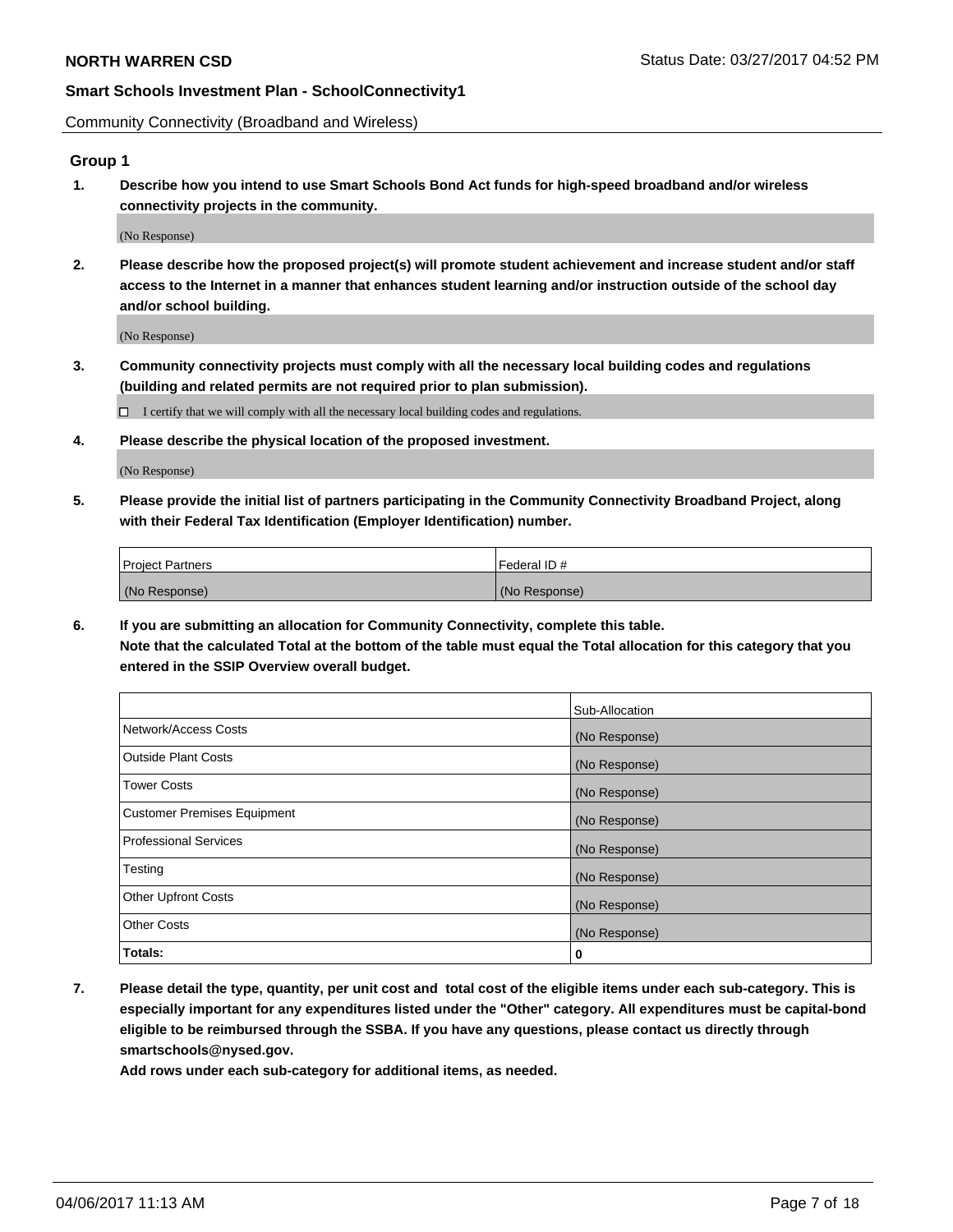## Community Connectivity (Broadband and Wireless)

### Group 1

**1. Describe how you intend to use Smart Schools Bond Act funds for high-speed broadband and/or wireless connectivity projects in the community.**

(No Response)

**2. Please describe how the proposed project(s) will promote student achievement and increase student and/or staff access to the Internet in a manner that enhances student learning and/or instruction outside of the school day and/or school building.**

(No Response)

**3. Community connectivity projects must comply with all the necessary local building codes and regulations (building and related permits are not required prior to plan submission).**

☐ I certify that we will comply with all the necessary local building codes and regulations.

**4. Please describe the physical location of the proposed investment.**

(No Response)

**5. Please provide the initial list of partners participating in the Community Connectivity Broadband Project, along with their Federal Tax Identification (Employer Identification) number.**

| Project Partners | Federal ID # |
|---|---|
| (No Response) | (No Response) |

**6. If you are submitting an allocation for Community Connectivity, complete this table.**
**Note that the calculated Total at the bottom of the table must equal the Total allocation for this category that you entered in the SSIP Overview overall budget.**

| | Sub-Allocation |
|---|---|
| Network/Access Costs | (No Response) |
| Outside Plant Costs | (No Response) |
| Tower Costs | (No Response) |
| Customer Premises Equipment | (No Response) |
| Professional Services | (No Response) |
| Testing | (No Response) |
| Other Upfront Costs | (No Response) |
| Other Costs | (No Response) |
| **Totals:** | **0** |

**7. Please detail the type, quantity, per unit cost and total cost of the eligible items under each sub-category. This is especially important for any expenditures listed under the "Other" category. All expenditures must be capital-bond eligible to be reimbursed through the SSBA. If you have any questions, please contact us directly through smartschools@nysed.gov.**

**Add rows under each sub-category for additional items, as needed.**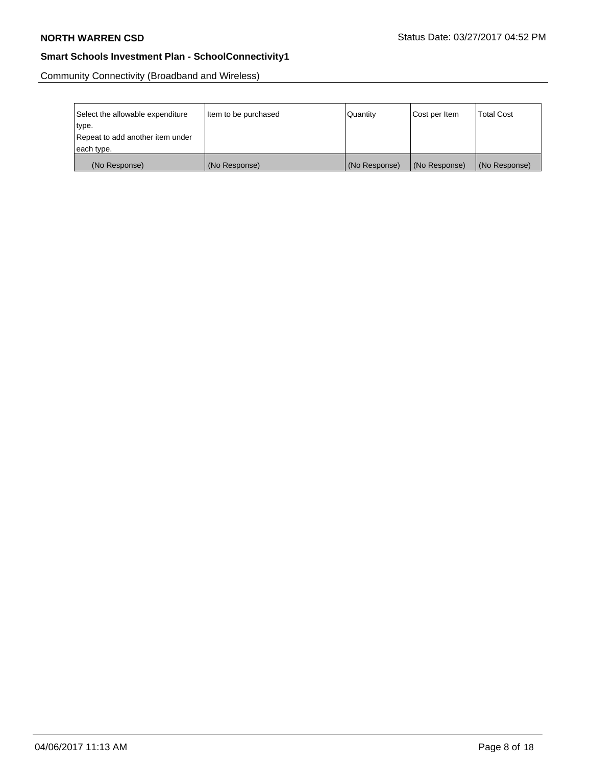Community Connectivity (Broadband and Wireless)

| Select the allowable expenditure type. Repeat to add another item under each type. | Item to be purchased | Quantity | Cost per Item | Total Cost |
|---|---|---|---|---|
| (No Response) | (No Response) | (No Response) | (No Response) | (No Response) |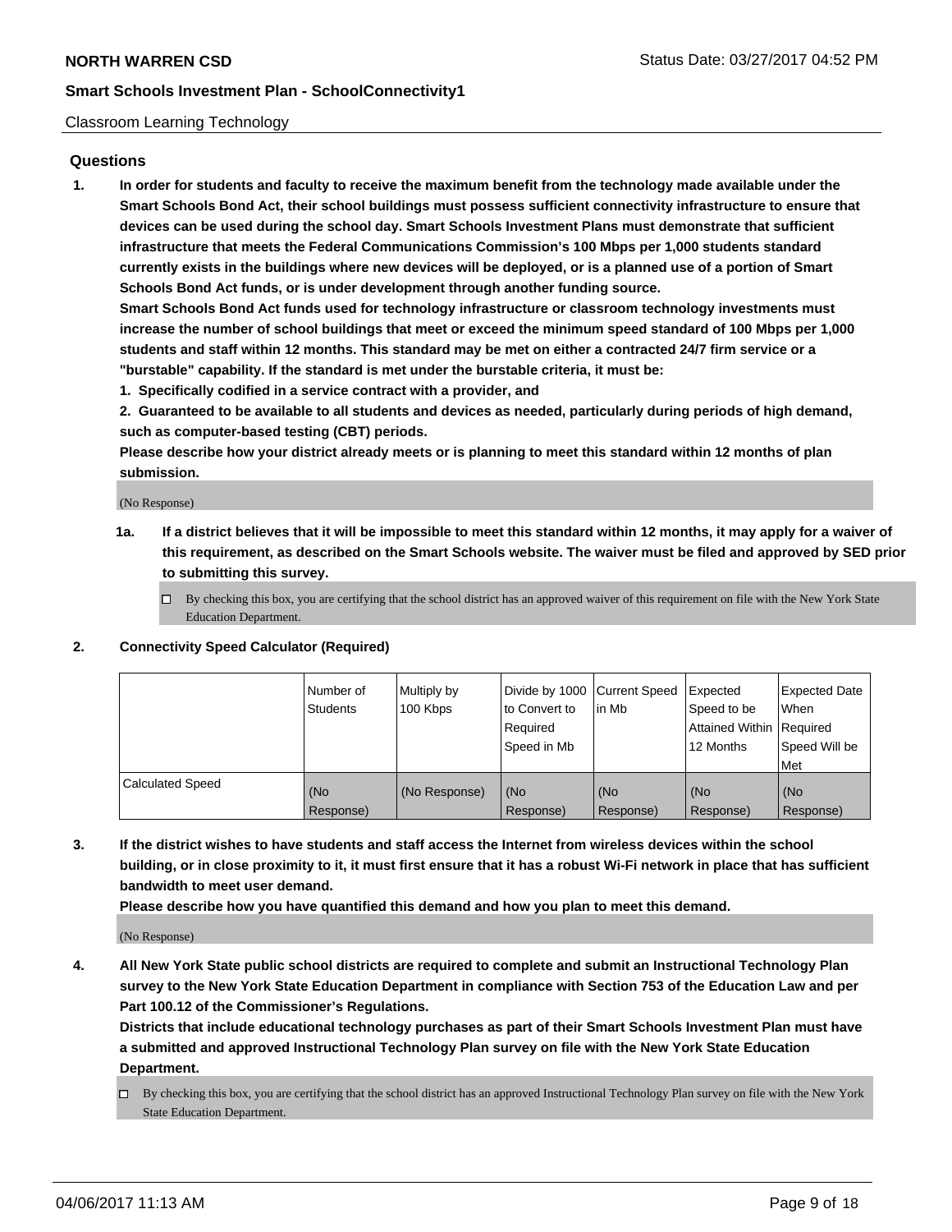Classroom Learning Technology

## Questions

**1. In order for students and faculty to receive the maximum benefit from the technology made available under the Smart Schools Bond Act, their school buildings must possess sufficient connectivity infrastructure to ensure that devices can be used during the school day. Smart Schools Investment Plans must demonstrate that sufficient infrastructure that meets the Federal Communications Commission's 100 Mbps per 1,000 students standard currently exists in the buildings where new devices will be deployed, or is a planned use of a portion of Smart Schools Bond Act funds, or is under development through another funding source.**

**Smart Schools Bond Act funds used for technology infrastructure or classroom technology investments must increase the number of school buildings that meet or exceed the minimum speed standard of 100 Mbps per 1,000 students and staff within 12 months. This standard may be met on either a contracted 24/7 firm service or a "burstable" capability. If the standard is met under the burstable criteria, it must be:**

**1. Specifically codified in a service contract with a provider, and**

**2. Guaranteed to be available to all students and devices as needed, particularly during periods of high demand, such as computer-based testing (CBT) periods.**

**Please describe how your district already meets or is planning to meet this standard within 12 months of plan submission.**

(No Response)

**1a. If a district believes that it will be impossible to meet this standard within 12 months, it may apply for a waiver of this requirement, as described on the Smart Schools website. The waiver must be filed and approved by SED prior to submitting this survey.**

☐ By checking this box, you are certifying that the school district has an approved waiver of this requirement on file with the New York State Education Department.

**2. Connectivity Speed Calculator (Required)**

| | Number of Students | Multiply by 100 Kbps | Divide by 1000 to Convert to Required Speed in Mb | Current Speed in Mb | Expected Speed to be Attained Within 12 Months | Expected Date When Required Speed Will be Met |
|---|---|---|---|---|---|---|
| Calculated Speed | (No Response) | (No Response) | (No Response) | (No Response) | (No Response) | (No Response) |

**3. If the district wishes to have students and staff access the Internet from wireless devices within the school building, or in close proximity to it, it must first ensure that it has a robust Wi-Fi network in place that has sufficient bandwidth to meet user demand.**

**Please describe how you have quantified this demand and how you plan to meet this demand.**

(No Response)

**4. All New York State public school districts are required to complete and submit an Instructional Technology Plan survey to the New York State Education Department in compliance with Section 753 of the Education Law and per Part 100.12 of the Commissioner's Regulations.**

**Districts that include educational technology purchases as part of their Smart Schools Investment Plan must have a submitted and approved Instructional Technology Plan survey on file with the New York State Education Department.**

☐ By checking this box, you are certifying that the school district has an approved Instructional Technology Plan survey on file with the New York State Education Department.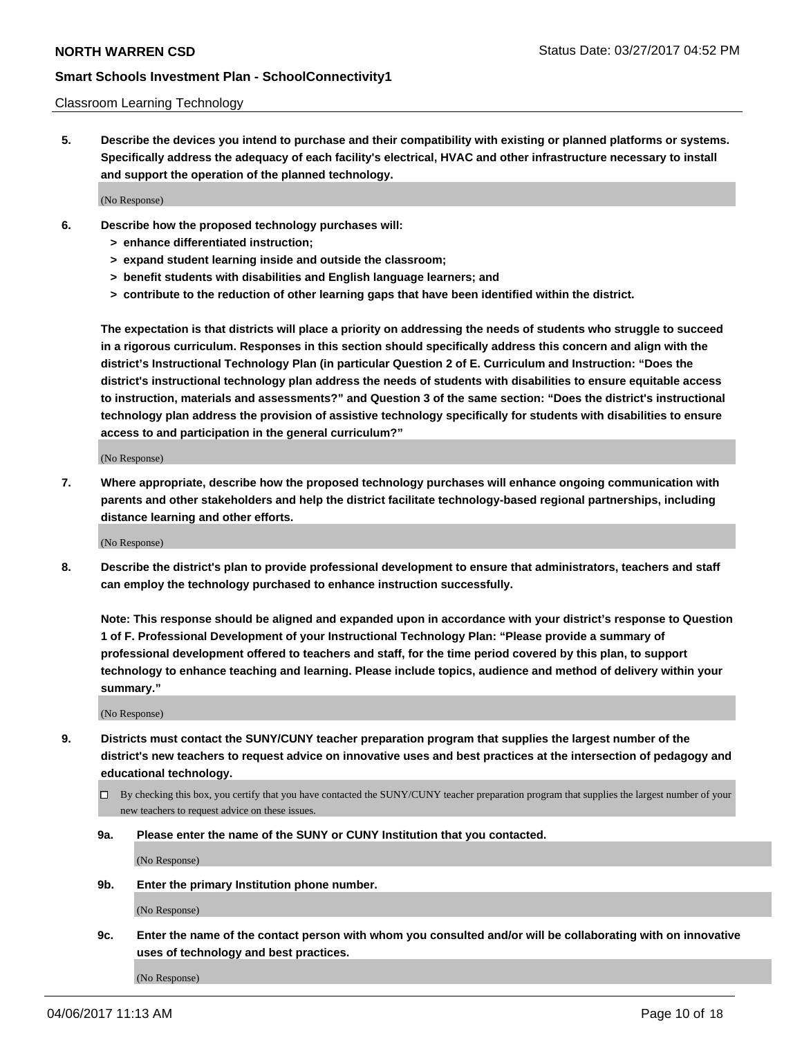Classroom Learning Technology

**5. Describe the devices you intend to purchase and their compatibility with existing or planned platforms or systems. Specifically address the adequacy of each facility's electrical, HVAC and other infrastructure necessary to install and support the operation of the planned technology.**

(No Response)

**6. Describe how the proposed technology purchases will:**

- **> enhance differentiated instruction;**
- **> expand student learning inside and outside the classroom;**
- **> benefit students with disabilities and English language learners; and**
- **> contribute to the reduction of other learning gaps that have been identified within the district.**

**The expectation is that districts will place a priority on addressing the needs of students who struggle to succeed in a rigorous curriculum. Responses in this section should specifically address this concern and align with the district's Instructional Technology Plan (in particular Question 2 of E. Curriculum and Instruction: "Does the district's instructional technology plan address the needs of students with disabilities to ensure equitable access to instruction, materials and assessments?" and Question 3 of the same section: "Does the district's instructional technology plan address the provision of assistive technology specifically for students with disabilities to ensure access to and participation in the general curriculum?"**

(No Response)

**7. Where appropriate, describe how the proposed technology purchases will enhance ongoing communication with parents and other stakeholders and help the district facilitate technology-based regional partnerships, including distance learning and other efforts.**

(No Response)

**8. Describe the district's plan to provide professional development to ensure that administrators, teachers and staff can employ the technology purchased to enhance instruction successfully.**

**Note: This response should be aligned and expanded upon in accordance with your district's response to Question 1 of F. Professional Development of your Instructional Technology Plan: "Please provide a summary of professional development offered to teachers and staff, for the time period covered by this plan, to support technology to enhance teaching and learning. Please include topics, audience and method of delivery within your summary."**

(No Response)

**9. Districts must contact the SUNY/CUNY teacher preparation program that supplies the largest number of the district's new teachers to request advice on innovative uses and best practices at the intersection of pedagogy and educational technology.**

☐ By checking this box, you certify that you have contacted the SUNY/CUNY teacher preparation program that supplies the largest number of your new teachers to request advice on these issues.

**9a. Please enter the name of the SUNY or CUNY Institution that you contacted.**

(No Response)

**9b. Enter the primary Institution phone number.**

(No Response)

**9c. Enter the name of the contact person with whom you consulted and/or will be collaborating with on innovative uses of technology and best practices.**

(No Response)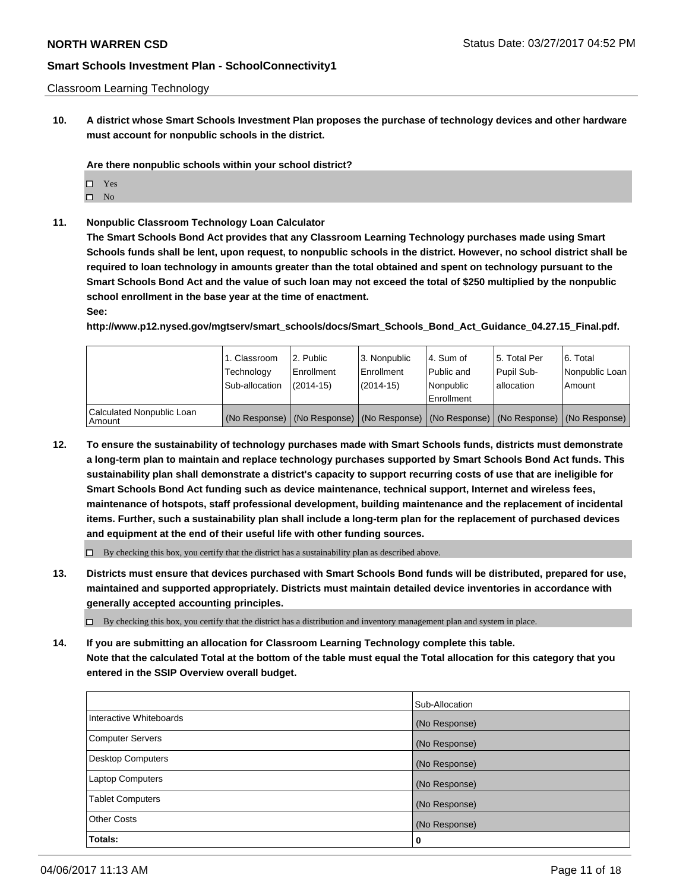Classroom Learning Technology

**10. A district whose Smart Schools Investment Plan proposes the purchase of technology devices and other hardware must account for nonpublic schools in the district.**

**Are there nonpublic schools within your school district?**

- ☐ Yes
- ☐ No

**11. Nonpublic Classroom Technology Loan Calculator**

**The Smart Schools Bond Act provides that any Classroom Learning Technology purchases made using Smart Schools funds shall be lent, upon request, to nonpublic schools in the district. However, no school district shall be required to loan technology in amounts greater than the total obtained and spent on technology pursuant to the Smart Schools Bond Act and the value of such loan may not exceed the total of $250 multiplied by the nonpublic school enrollment in the base year at the time of enactment.**

**See:**

**http://www.p12.nysed.gov/mgtserv/smart_schools/docs/Smart_Schools_Bond_Act_Guidance_04.27.15_Final.pdf.**

| | 1. Classroom Technology Sub-allocation | 2. Public Enrollment (2014-15) | 3. Nonpublic Enrollment (2014-15) | 4. Sum of Public and Nonpublic Enrollment | 5. Total Per Pupil Sub-allocation | 6. Total Nonpublic Loan Amount |
|---|---|---|---|---|---|---|
| Calculated Nonpublic Loan Amount | (No Response) | (No Response) | (No Response) | (No Response) | (No Response) | (No Response) |

**12. To ensure the sustainability of technology purchases made with Smart Schools funds, districts must demonstrate a long-term plan to maintain and replace technology purchases supported by Smart Schools Bond Act funds. This sustainability plan shall demonstrate a district's capacity to support recurring costs of use that are ineligible for Smart Schools Bond Act funding such as device maintenance, technical support, Internet and wireless fees, maintenance of hotspots, staff professional development, building maintenance and the replacement of incidental items. Further, such a sustainability plan shall include a long-term plan for the replacement of purchased devices and equipment at the end of their useful life with other funding sources.**

- ☐ By checking this box, you certify that the district has a sustainability plan as described above.

**13. Districts must ensure that devices purchased with Smart Schools Bond funds will be distributed, prepared for use, maintained and supported appropriately. Districts must maintain detailed device inventories in accordance with generally accepted accounting principles.**

- ☐ By checking this box, you certify that the district has a distribution and inventory management plan and system in place.

**14. If you are submitting an allocation for Classroom Learning Technology complete this table. Note that the calculated Total at the bottom of the table must equal the Total allocation for this category that you entered in the SSIP Overview overall budget.**

| | Sub-Allocation |
|---|---|
| Interactive Whiteboards | (No Response) |
| Computer Servers | (No Response) |
| Desktop Computers | (No Response) |
| Laptop Computers | (No Response) |
| Tablet Computers | (No Response) |
| Other Costs | (No Response) |
| **Totals:** | **0** |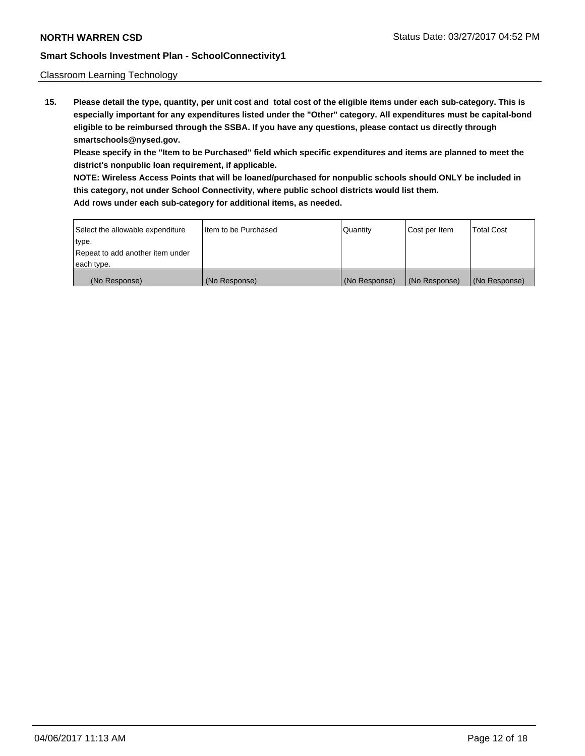Classroom Learning Technology

**15. Please detail the type, quantity, per unit cost and total cost of the eligible items under each sub-category. This is especially important for any expenditures listed under the "Other" category. All expenditures must be capital-bond eligible to be reimbursed through the SSBA. If you have any questions, please contact us directly through smartschools@nysed.gov.**

**Please specify in the "Item to be Purchased" field which specific expenditures and items are planned to meet the district's nonpublic loan requirement, if applicable.**

**NOTE: Wireless Access Points that will be loaned/purchased for nonpublic schools should ONLY be included in this category, not under School Connectivity, where public school districts would list them.**

**Add rows under each sub-category for additional items, as needed.**

| Select the allowable expenditure type. Repeat to add another item under each type. | Item to be Purchased | Quantity | Cost per Item | Total Cost |
| --- | --- | --- | --- | --- |
| (No Response) | (No Response) | (No Response) | (No Response) | (No Response) |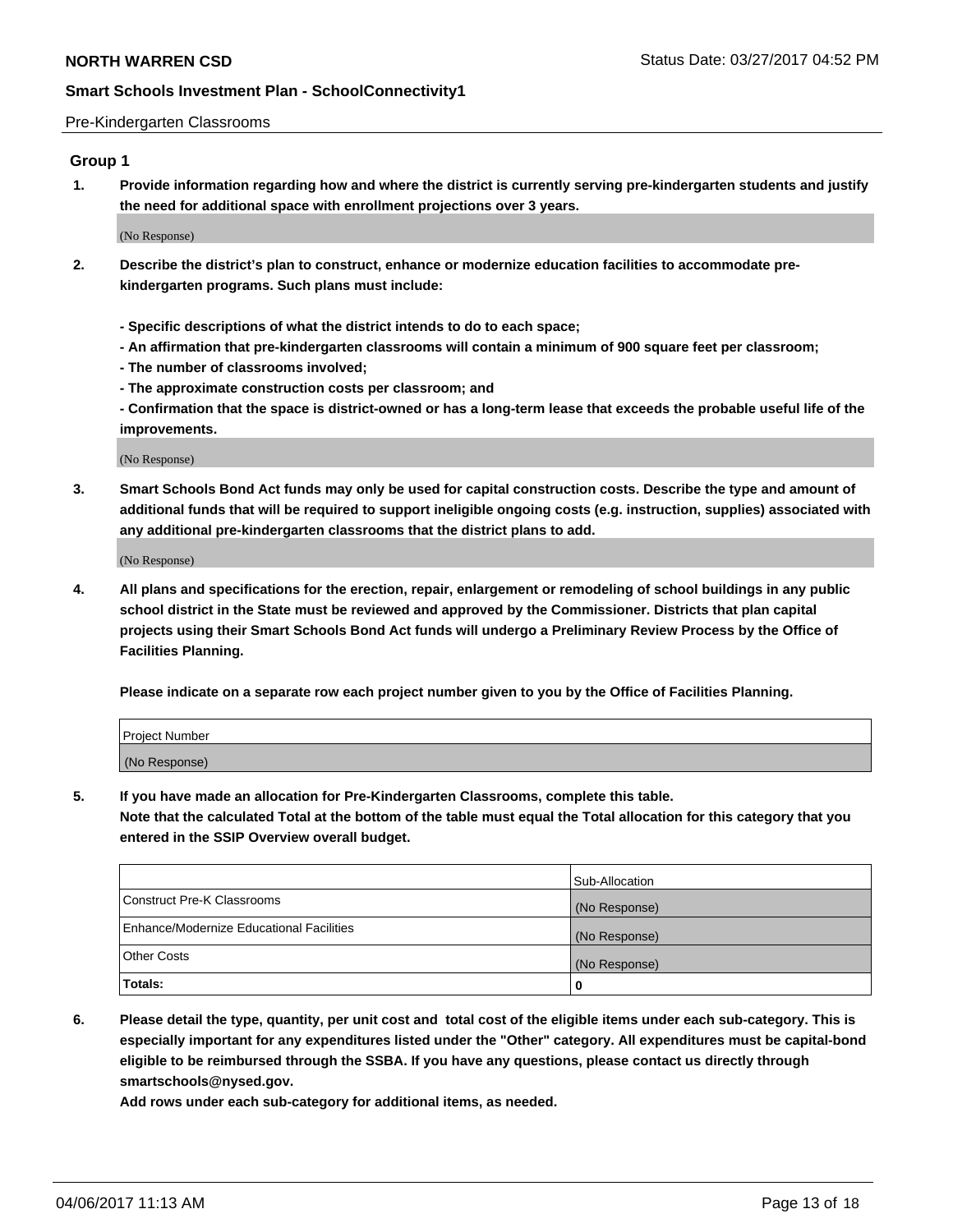Pre-Kindergarten Classrooms

## Group 1

**1. Provide information regarding how and where the district is currently serving pre-kindergarten students and justify the need for additional space with enrollment projections over 3 years.**

(No Response)

**2. Describe the district's plan to construct, enhance or modernize education facilities to accommodate pre-kindergarten programs. Such plans must include:**

**- Specific descriptions of what the district intends to do to each space;**
**- An affirmation that pre-kindergarten classrooms will contain a minimum of 900 square feet per classroom;**
**- The number of classrooms involved;**
**- The approximate construction costs per classroom; and**
**- Confirmation that the space is district-owned or has a long-term lease that exceeds the probable useful life of the improvements.**

(No Response)

**3. Smart Schools Bond Act funds may only be used for capital construction costs. Describe the type and amount of additional funds that will be required to support ineligible ongoing costs (e.g. instruction, supplies) associated with any additional pre-kindergarten classrooms that the district plans to add.**

(No Response)

**4. All plans and specifications for the erection, repair, enlargement or remodeling of school buildings in any public school district in the State must be reviewed and approved by the Commissioner. Districts that plan capital projects using their Smart Schools Bond Act funds will undergo a Preliminary Review Process by the Office of Facilities Planning.**

**Please indicate on a separate row each project number given to you by the Office of Facilities Planning.**

| Project Number |
|---|
| (No Response) |

**5. If you have made an allocation for Pre-Kindergarten Classrooms, complete this table.**
**Note that the calculated Total at the bottom of the table must equal the Total allocation for this category that you entered in the SSIP Overview overall budget.**

| | Sub-Allocation |
|---|---|
| Construct Pre-K Classrooms | (No Response) |
| Enhance/Modernize Educational Facilities | (No Response) |
| Other Costs | (No Response) |
| **Totals:** | **0** |

**6. Please detail the type, quantity, per unit cost and total cost of the eligible items under each sub-category. This is especially important for any expenditures listed under the "Other" category. All expenditures must be capital-bond eligible to be reimbursed through the SSBA. If you have any questions, please contact us directly through smartschools@nysed.gov.**
**Add rows under each sub-category for additional items, as needed.**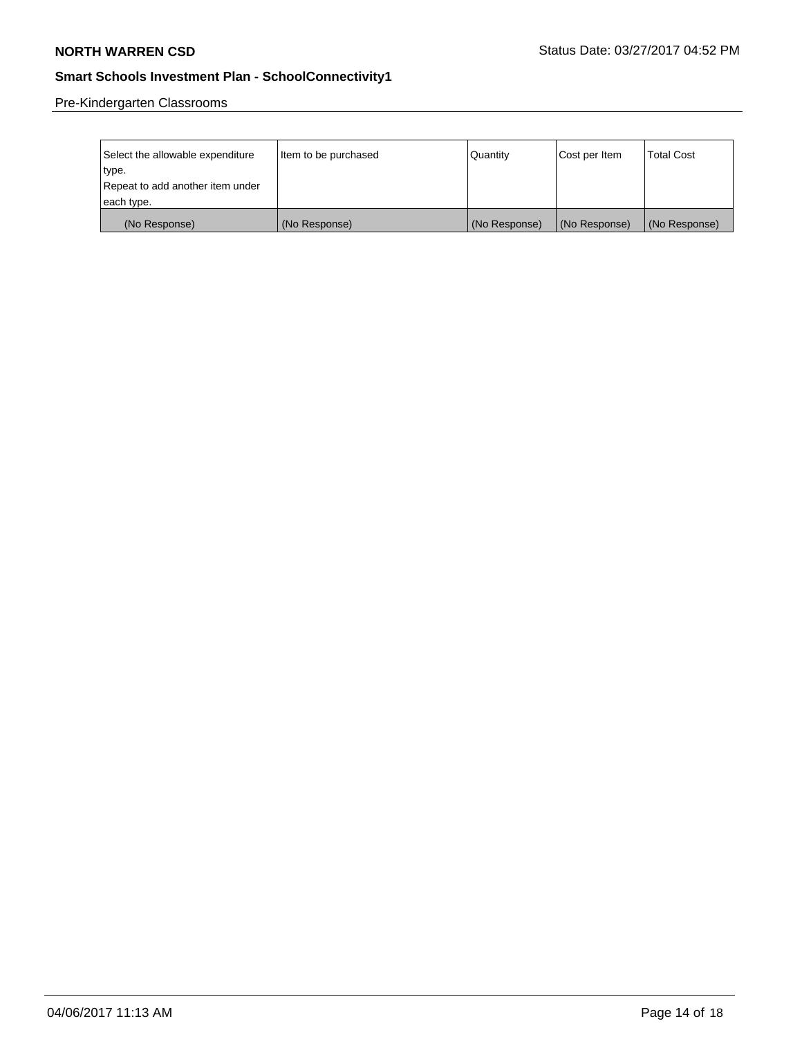Pre-Kindergarten Classrooms

| Select the allowable expenditure type. Repeat to add another item under each type. | Item to be purchased | Quantity | Cost per Item | Total Cost |
|---|---|---|---|---|
| (No Response) | (No Response) | (No Response) | (No Response) | (No Response) |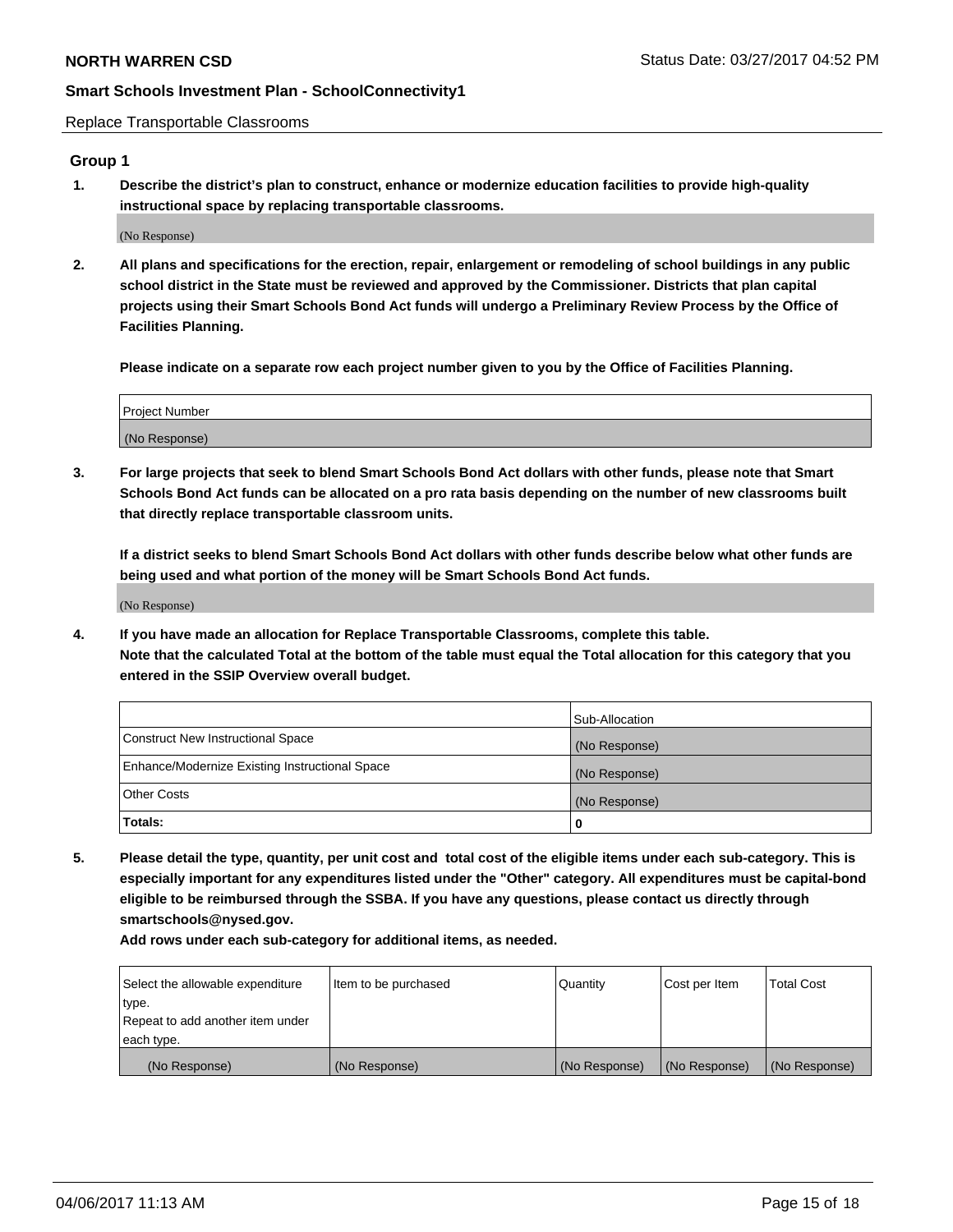Replace Transportable Classrooms

## Group 1

**1. Describe the district's plan to construct, enhance or modernize education facilities to provide high-quality instructional space by replacing transportable classrooms.**

(No Response)

**2. All plans and specifications for the erection, repair, enlargement or remodeling of school buildings in any public school district in the State must be reviewed and approved by the Commissioner. Districts that plan capital projects using their Smart Schools Bond Act funds will undergo a Preliminary Review Process by the Office of Facilities Planning.**

**Please indicate on a separate row each project number given to you by the Office of Facilities Planning.**

| Project Number |
|---|
| (No Response) |

**3. For large projects that seek to blend Smart Schools Bond Act dollars with other funds, please note that Smart Schools Bond Act funds can be allocated on a pro rata basis depending on the number of new classrooms built that directly replace transportable classroom units.**

**If a district seeks to blend Smart Schools Bond Act dollars with other funds describe below what other funds are being used and what portion of the money will be Smart Schools Bond Act funds.**

(No Response)

**4. If you have made an allocation for Replace Transportable Classrooms, complete this table. Note that the calculated Total at the bottom of the table must equal the Total allocation for this category that you entered in the SSIP Overview overall budget.**

| | Sub-Allocation |
|---|---|
| Construct New Instructional Space | (No Response) |
| Enhance/Modernize Existing Instructional Space | (No Response) |
| Other Costs | (No Response) |
| **Totals:** | **0** |

**5. Please detail the type, quantity, per unit cost and total cost of the eligible items under each sub-category. This is especially important for any expenditures listed under the "Other" category. All expenditures must be capital-bond eligible to be reimbursed through the SSBA. If you have any questions, please contact us directly through smartschools@nysed.gov.**

**Add rows under each sub-category for additional items, as needed.**

| Select the allowable expenditure type. Repeat to add another item under each type. | Item to be purchased | Quantity | Cost per Item | Total Cost |
|---|---|---|---|---|
| (No Response) | (No Response) | (No Response) | (No Response) | (No Response) |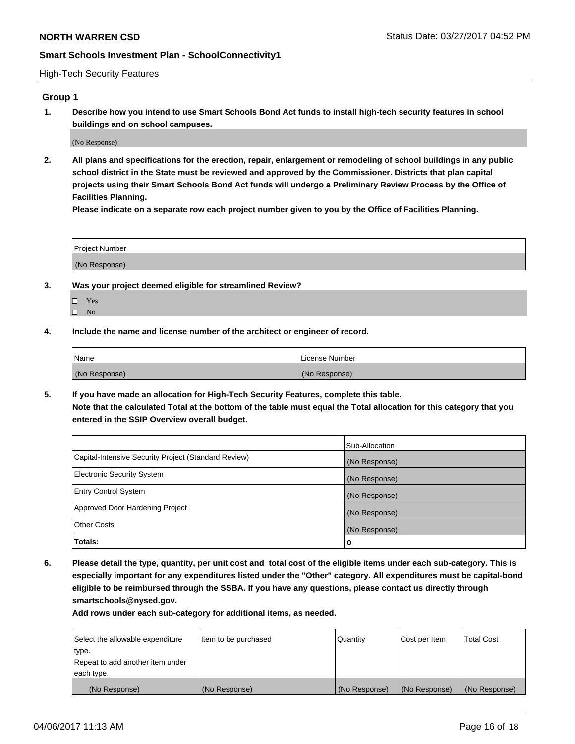High-Tech Security Features

## Group 1

**1. Describe how you intend to use Smart Schools Bond Act funds to install high-tech security features in school buildings and on school campuses.**

(No Response)

**2. All plans and specifications for the erection, repair, enlargement or remodeling of school buildings in any public school district in the State must be reviewed and approved by the Commissioner. Districts that plan capital projects using their Smart Schools Bond Act funds will undergo a Preliminary Review Process by the Office of Facilities Planning.**

**Please indicate on a separate row each project number given to you by the Office of Facilities Planning.**

| Project Number |
|---|
| (No Response) |

**3. Was your project deemed eligible for streamlined Review?**

- ☐ Yes
- ☐ No

**4. Include the name and license number of the architect or engineer of record.**

| Name | License Number |
|---|---|
| (No Response) | (No Response) |

**5. If you have made an allocation for High-Tech Security Features, complete this table.**
**Note that the calculated Total at the bottom of the table must equal the Total allocation for this category that you entered in the SSIP Overview overall budget.**

| | Sub-Allocation |
|---|---|
| Capital-Intensive Security Project (Standard Review) | (No Response) |
| Electronic Security System | (No Response) |
| Entry Control System | (No Response) |
| Approved Door Hardening Project | (No Response) |
| Other Costs | (No Response) |
| **Totals:** | **0** |

**6. Please detail the type, quantity, per unit cost and total cost of the eligible items under each sub-category. This is especially important for any expenditures listed under the "Other" category. All expenditures must be capital-bond eligible to be reimbursed through the SSBA. If you have any questions, please contact us directly through smartschools@nysed.gov.**

**Add rows under each sub-category for additional items, as needed.**

| Select the allowable expenditure type. Repeat to add another item under each type. | Item to be purchased | Quantity | Cost per Item | Total Cost |
|---|---|---|---|---|
| (No Response) | (No Response) | (No Response) | (No Response) | (No Response) |